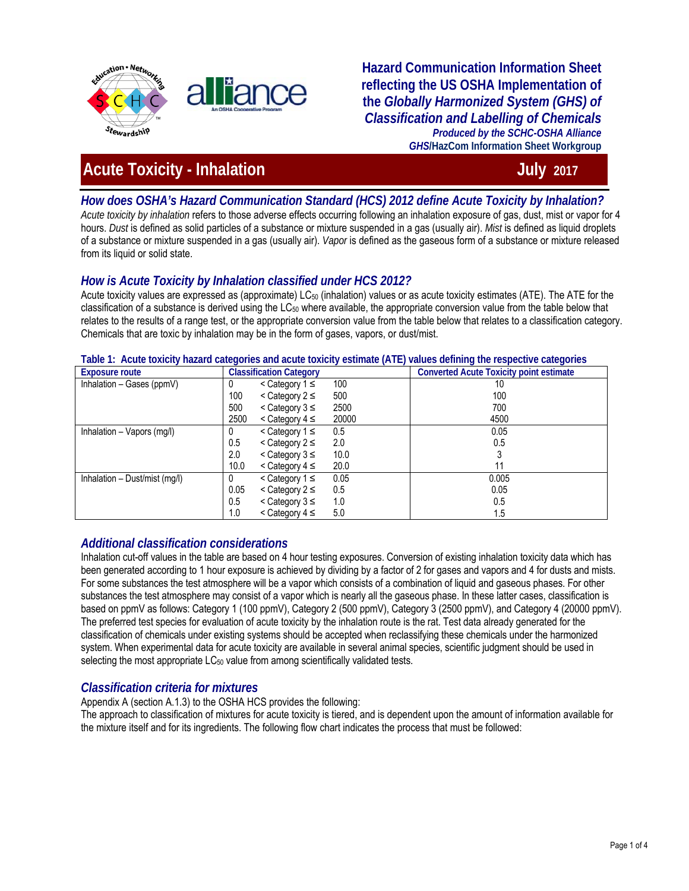# Hazard Communication Information Sheet reflecting the US OSHA Implementation of the *Globally Harmonized System (GHS) of Classification and Labelling of Chemicals*

***Produced by the SCHC-OSHA Alliance***

***GHS*/HazCom Information Sheet Workgroup**

## Acute Toxicity - Inhalation — July 2017

### *How does OSHA's Hazard Communication Standard (HCS) 2012 define Acute Toxicity by Inhalation?*

*Acute toxicity by inhalation* refers to those adverse effects occurring following an inhalation exposure of gas, dust, mist or vapor for 4 hours. *Dust* is defined as solid particles of a substance or mixture suspended in a gas (usually air). *Mist* is defined as liquid droplets of a substance or mixture suspended in a gas (usually air). *Vapor* is defined as the gaseous form of a substance or mixture released from its liquid or solid state.

### *How is Acute Toxicity by Inhalation classified under HCS 2012?*

Acute toxicity values are expressed as (approximate) $LC_{50}$ (inhalation) values or as acute toxicity estimates (ATE). The ATE for the classification of a substance is derived using the $LC_{50}$ where available, the appropriate conversion value from the table below that relates to the results of a range test, or the appropriate conversion value from the table below that relates to a classification category. Chemicals that are toxic by inhalation may be in the form of gases, vapors, or dust/mist.

**Table 1: Acute toxicity hazard categories and acute toxicity estimate (ATE) values defining the respective categories**

| Exposure route | Classification Category | Converted Acute Toxicity point estimate |
|---|---|---|
| Inhalation – Gases (ppmV) | 0 < Category 1 ≤ 100 | 10 |
| | 100 < Category 2 ≤ 500 | 100 |
| | 500 < Category 3 ≤ 2500 | 700 |
| | 2500 < Category 4 ≤ 20000 | 4500 |
| Inhalation – Vapors (mg/l) | 0 < Category 1 ≤ 0.5 | 0.05 |
| | 0.5 < Category 2 ≤ 2.0 | 0.5 |
| | 2.0 < Category 3 ≤ 10.0 | 3 |
| | 10.0 < Category 4 ≤ 20.0 | 11 |
| Inhalation – Dust/mist (mg/l) | 0 < Category 1 ≤ 0.05 | 0.005 |
| | 0.05 < Category 2 ≤ 0.5 | 0.05 |
| | 0.5 < Category 3 ≤ 1.0 | 0.5 |
| | 1.0 < Category 4 ≤ 5.0 | 1.5 |

### *Additional classification considerations*

Inhalation cut-off values in the table are based on 4 hour testing exposures. Conversion of existing inhalation toxicity data which has been generated according to 1 hour exposure is achieved by dividing by a factor of 2 for gases and vapors and 4 for dusts and mists. For some substances the test atmosphere will be a vapor which consists of a combination of liquid and gaseous phases. For other substances the test atmosphere may consist of a vapor which is nearly all the gaseous phase. In these latter cases, classification is based on ppmV as follows: Category 1 (100 ppmV), Category 2 (500 ppmV), Category 3 (2500 ppmV), and Category 4 (20000 ppmV). The preferred test species for evaluation of acute toxicity by the inhalation route is the rat. Test data already generated for the classification of chemicals under existing systems should be accepted when reclassifying these chemicals under the harmonized system. When experimental data for acute toxicity are available in several animal species, scientific judgment should be used in selecting the most appropriate $LC_{50}$ value from among scientifically validated tests.

### *Classification criteria for mixtures*

Appendix A (section A.1.3) to the OSHA HCS provides the following:

The approach to classification of mixtures for acute toxicity is tiered, and is dependent upon the amount of information available for the mixture itself and for its ingredients. The following flow chart indicates the process that must be followed: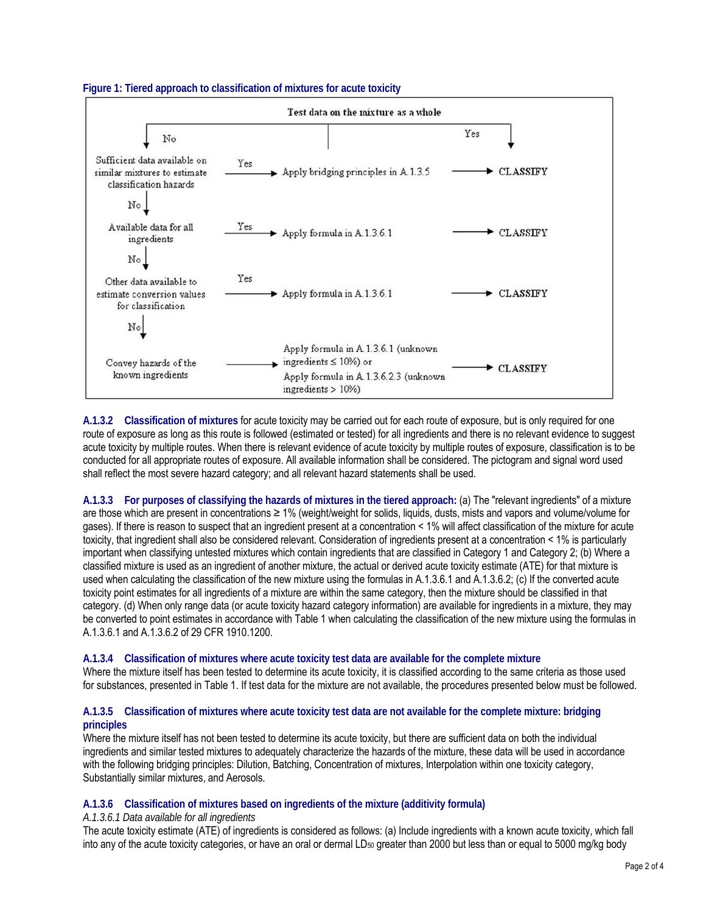**Figure 1: Tiered approach to classification of mixtures for acute toxicity**

Test data on the mixture as a whole

No

Yes

Sufficient data available on similar mixtures to estimate classification hazards

Yes → Apply bridging principles in A.1.3.5 → CLASSIFY

No

Available data for all ingredients

Yes → Apply formula in A.1.3.6.1 → CLASSIFY

No

Other data available to estimate conversion values for classification

Yes → Apply formula in A.1.3.6.1 → CLASSIFY

No

Convey hazards of the known ingredients → Apply formula in A.1.3.6.1 (unknown ingredients ≤ 10%) or Apply formula in A.1.3.6.2.3 (unknown ingredients > 10%) → CLASSIFY

CLASSIFY

**A.1.3.2 Classification of mixtures** for acute toxicity may be carried out for each route of exposure, but is only required for one route of exposure as long as this route is followed (estimated or tested) for all ingredients and there is no relevant evidence to suggest acute toxicity by multiple routes. When there is relevant evidence of acute toxicity by multiple routes of exposure, classification is to be conducted for all appropriate routes of exposure. All available information shall be considered. The pictogram and signal word used shall reflect the most severe hazard category; and all relevant hazard statements shall be used.

**A.1.3.3 For purposes of classifying the hazards of mixtures in the tiered approach:** (a) The "relevant ingredients" of a mixture are those which are present in concentrations ≥ 1% (weight/weight for solids, liquids, dusts, mists and vapors and volume/volume for gases). If there is reason to suspect that an ingredient present at a concentration < 1% will affect classification of the mixture for acute toxicity, that ingredient shall also be considered relevant. Consideration of ingredients present at a concentration < 1% is particularly important when classifying untested mixtures which contain ingredients that are classified in Category 1 and Category 2; (b) Where a classified mixture is used as an ingredient of another mixture, the actual or derived acute toxicity estimate (ATE) for that mixture is used when calculating the classification of the new mixture using the formulas in A.1.3.6.1 and A.1.3.6.2; (c) If the converted acute toxicity point estimates for all ingredients of a mixture are within the same category, then the mixture should be classified in that category. (d) When only range data (or acute toxicity hazard category information) are available for ingredients in a mixture, they may be converted to point estimates in accordance with Table 1 when calculating the classification of the new mixture using the formulas in A.1.3.6.1 and A.1.3.6.2 of 29 CFR 1910.1200.

### A.1.3.4 Classification of mixtures where acute toxicity test data are available for the complete mixture

Where the mixture itself has been tested to determine its acute toxicity, it is classified according to the same criteria as those used for substances, presented in Table 1. If test data for the mixture are not available, the procedures presented below must be followed.

### A.1.3.5 Classification of mixtures where acute toxicity test data are not available for the complete mixture: bridging principles

Where the mixture itself has not been tested to determine its acute toxicity, but there are sufficient data on both the individual ingredients and similar tested mixtures to adequately characterize the hazards of the mixture, these data will be used in accordance with the following bridging principles: Dilution, Batching, Concentration of mixtures, Interpolation within one toxicity category, Substantially similar mixtures, and Aerosols.

### A.1.3.6 Classification of mixtures based on ingredients of the mixture (additivity formula)

*A.1.3.6.1 Data available for all ingredients*

The acute toxicity estimate (ATE) of ingredients is considered as follows: (a) Include ingredients with a known acute toxicity, which fall into any of the acute toxicity categories, or have an oral or dermal $LD_{50}$ greater than 2000 but less than or equal to 5000 mg/kg body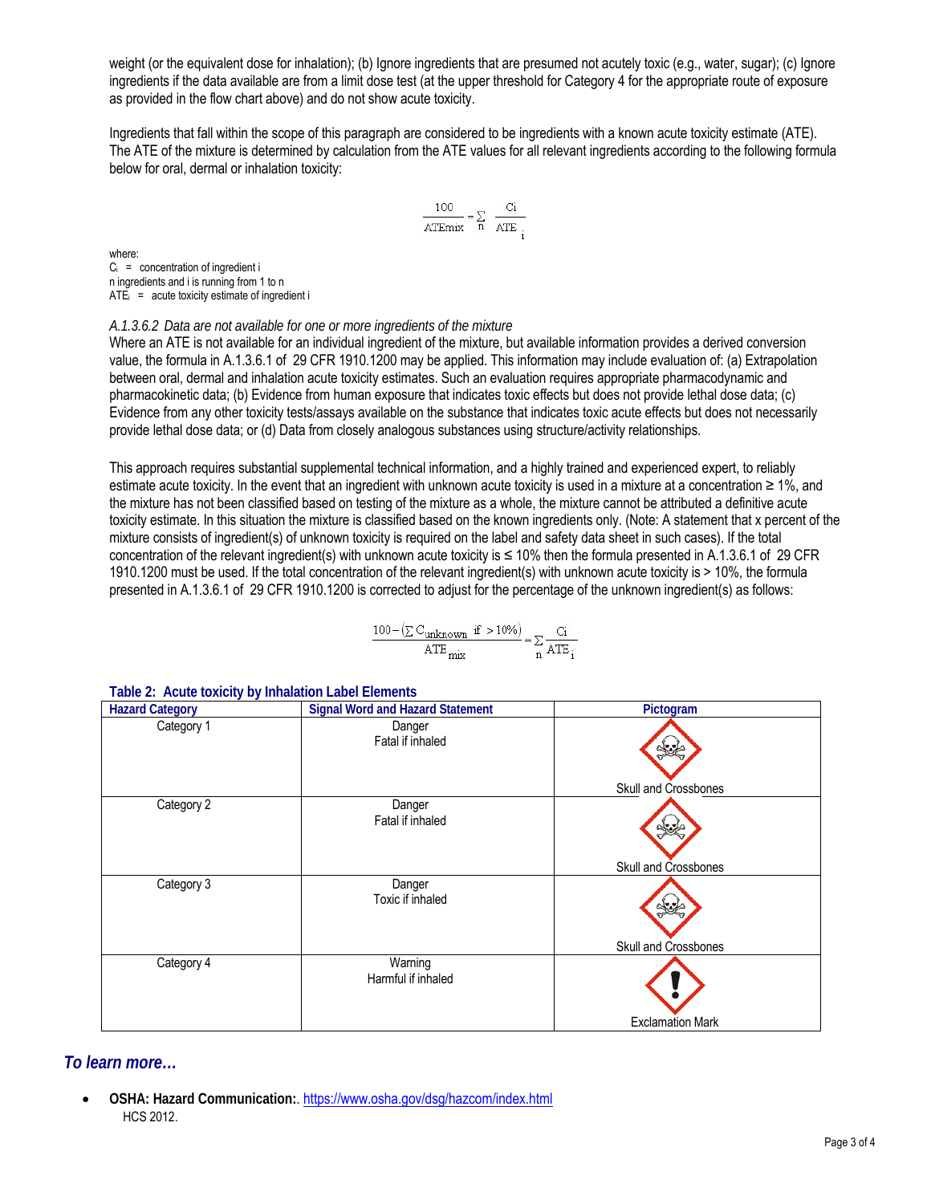weight (or the equivalent dose for inhalation); (b) Ignore ingredients that are presumed not acutely toxic (e.g., water, sugar); (c) Ignore ingredients if the data available are from a limit dose test (at the upper threshold for Category 4 for the appropriate route of exposure as provided in the flow chart above) and do not show acute toxicity.

Ingredients that fall within the scope of this paragraph are considered to be ingredients with a known acute toxicity estimate (ATE). The ATE of the mixture is determined by calculation from the ATE values for all relevant ingredients according to the following formula below for oral, dermal or inhalation toxicity:

$$\frac{100}{ATEmix} = \sum_{n} \frac{Ci}{ATE_i}$$

where:
$C_i$ = concentration of ingredient i
n ingredients and i is running from 1 to n
$ATE_i$ = acute toxicity estimate of ingredient i

*A.1.3.6.2 Data are not available for one or more ingredients of the mixture*
Where an ATE is not available for an individual ingredient of the mixture, but available information provides a derived conversion value, the formula in A.1.3.6.1 of 29 CFR 1910.1200 may be applied. This information may include evaluation of: (a) Extrapolation between oral, dermal and inhalation acute toxicity estimates. Such an evaluation requires appropriate pharmacodynamic and pharmacokinetic data; (b) Evidence from human exposure that indicates toxic effects but does not provide lethal dose data; (c) Evidence from any other toxicity tests/assays available on the substance that indicates toxic acute effects but does not necessarily provide lethal dose data; or (d) Data from closely analogous substances using structure/activity relationships.

This approach requires substantial supplemental technical information, and a highly trained and experienced expert, to reliably estimate acute toxicity. In the event that an ingredient with unknown acute toxicity is used in a mixture at a concentration ≥ 1%, and the mixture has not been classified based on testing of the mixture as a whole, the mixture cannot be attributed a definitive acute toxicity estimate. In this situation the mixture is classified based on the known ingredients only. (Note: A statement that x percent of the mixture consists of ingredient(s) of unknown toxicity is required on the label and safety data sheet in such cases). If the total concentration of the relevant ingredient(s) with unknown acute toxicity is ≤ 10% then the formula presented in A.1.3.6.1 of 29 CFR 1910.1200 must be used. If the total concentration of the relevant ingredient(s) with unknown acute toxicity is > 10%, the formula presented in A.1.3.6.1 of 29 CFR 1910.1200 is corrected to adjust for the percentage of the unknown ingredient(s) as follows:

$$\frac{100 - (\sum C_{unknown} \text{ if } > 10\%)}{ATE_{mix}} = \sum_{n} \frac{Ci}{ATE_i}$$

**Table 2: Acute toxicity by Inhalation Label Elements**

| Hazard Category | Signal Word and Hazard Statement | Pictogram |
|---|---|---|
| Category 1 | Danger<br>Fatal if inhaled | Skull and Crossbones |
| Category 2 | Danger<br>Fatal if inhaled | Skull and Crossbones |
| Category 3 | Danger<br>Toxic if inhaled | Skull and Crossbones |
| Category 4 | Warning<br>Harmful if inhaled | Exclamation Mark |

## *To learn more…*

- **OSHA: Hazard Communication:**. https://www.osha.gov/dsg/hazcom/index.html
  HCS 2012.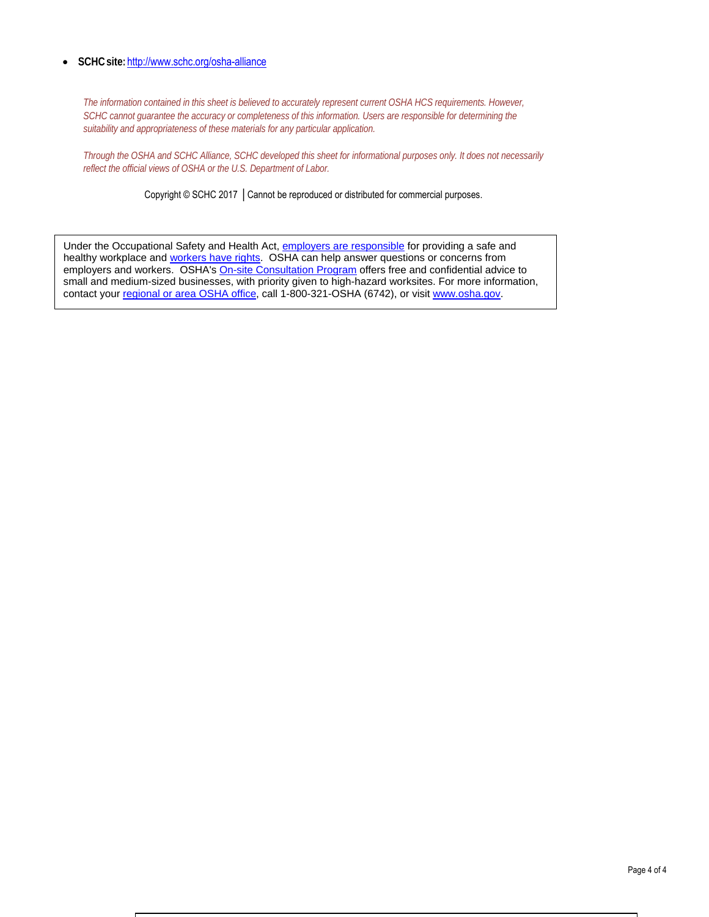- **SCHC site:** [http://www.schc.org/osha-alliance](http://www.schc.org/osha-alliance)

*The information contained in this sheet is believed to accurately represent current OSHA HCS requirements. However, SCHC cannot guarantee the accuracy or completeness of this information. Users are responsible for determining the suitability and appropriateness of these materials for any particular application.*

*Through the OSHA and SCHC Alliance, SCHC developed this sheet for informational purposes only. It does not necessarily reflect the official views of OSHA or the U.S. Department of Labor.*

Copyright © SCHC 2017 │ Cannot be reproduced or distributed for commercial purposes.

Under the Occupational Safety and Health Act, [employers are responsible](#) for providing a safe and healthy workplace and [workers have rights](#). OSHA can help answer questions or concerns from employers and workers. OSHA's [On-site Consultation Program](#) offers free and confidential advice to small and medium-sized businesses, with priority given to high-hazard worksites. For more information, contact your [regional or area OSHA office](#), call 1-800-321-OSHA (6742), or visit [www.osha.gov](http://www.osha.gov).